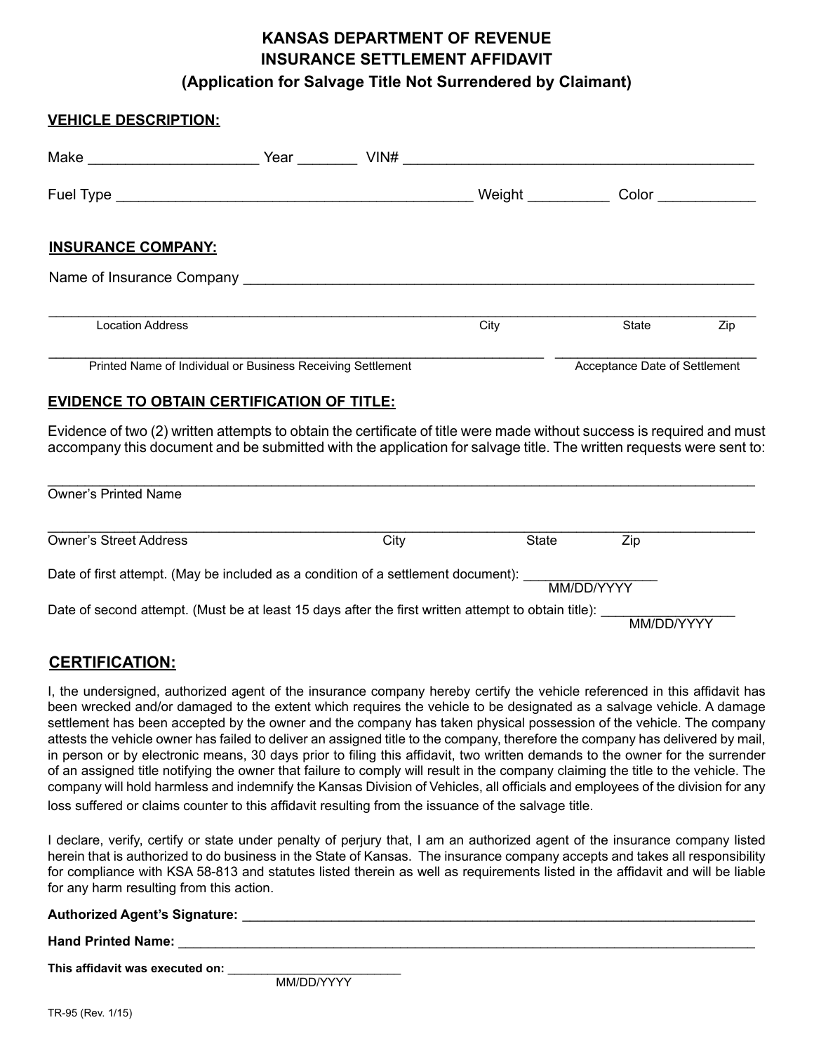# KANSAS DEPARTMENT OF REVENUE
# INSURANCE SETTLEMENT AFFIDAVIT
## (Application for Salvage Title Not Surrendered by Claimant)

**VEHICLE DESCRIPTION:**

Make ____________________ Year _______ VIN# ________________________________________

Fuel Type ________________________________________ Weight _________ Color ___________

**INSURANCE COMPANY:**

Name of Insurance Company ________________________________________________________

_____________________________________________________________________________
Location Address | City | State | Zip

_____________________________________________________________________________
Printed Name of Individual or Business Receiving Settlement | Acceptance Date of Settlement

**EVIDENCE TO OBTAIN CERTIFICATION OF TITLE:**

Evidence of two (2) written attempts to obtain the certificate of title were made without success is required and must accompany this document and be submitted with the application for salvage title. The written requests were sent to:

_____________________________________________________________________________
Owner's Printed Name

_____________________________________________________________________________
Owner's Street Address | City | State | Zip

Date of first attempt. (May be included as a condition of a settlement document): _______________
MM/DD/YYYY

Date of second attempt. (Must be at least 15 days after the first written attempt to obtain title): _______________
MM/DD/YYYY

## CERTIFICATION:

I, the undersigned, authorized agent of the insurance company hereby certify the vehicle referenced in this affidavit has been wrecked and/or damaged to the extent which requires the vehicle to be designated as a salvage vehicle. A damage settlement has been accepted by the owner and the company has taken physical possession of the vehicle. The company attests the vehicle owner has failed to deliver an assigned title to the company, therefore the company has delivered by mail, in person or by electronic means, 30 days prior to filing this affidavit, two written demands to the owner for the surrender of an assigned title notifying the owner that failure to comply will result in the company claiming the title to the vehicle. The company will hold harmless and indemnify the Kansas Division of Vehicles, all officials and employees of the division for any loss suffered or claims counter to this affidavit resulting from the issuance of the salvage title.

I declare, verify, certify or state under penalty of perjury that, I am an authorized agent of the insurance company listed herein that is authorized to do business in the State of Kansas. The insurance company accepts and takes all responsibility for compliance with KSA 58-813 and statutes listed therein as well as requirements listed in the affidavit and will be liable for any harm resulting from this action.

**Authorized Agent's Signature:** ________________________________________________

**Hand Printed Name:** ________________________________________________________

**This affidavit was executed on:** _______________________
MM/DD/YYYY

TR-95 (Rev. 1/15)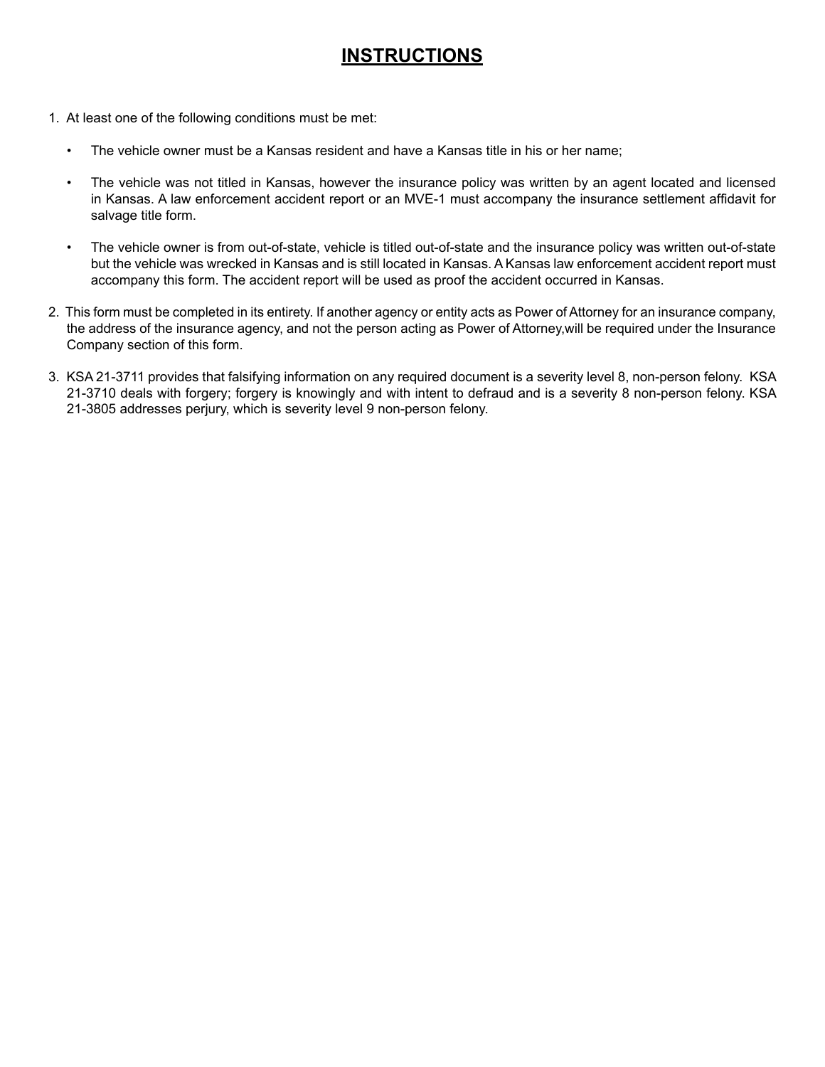# INSTRUCTIONS

1. At least one of the following conditions must be met:

   - The vehicle owner must be a Kansas resident and have a Kansas title in his or her name;

   - The vehicle was not titled in Kansas, however the insurance policy was written by an agent located and licensed in Kansas. A law enforcement accident report or an MVE-1 must accompany the insurance settlement affidavit for salvage title form.

   - The vehicle owner is from out-of-state, vehicle is titled out-of-state and the insurance policy was written out-of-state but the vehicle was wrecked in Kansas and is still located in Kansas. A Kansas law enforcement accident report must accompany this form. The accident report will be used as proof the accident occurred in Kansas.

2. This form must be completed in its entirety. If another agency or entity acts as Power of Attorney for an insurance company, the address of the insurance agency, and not the person acting as Power of Attorney,will be required under the Insurance Company section of this form.

3. KSA 21-3711 provides that falsifying information on any required document is a severity level 8, non-person felony. KSA 21-3710 deals with forgery; forgery is knowingly and with intent to defraud and is a severity 8 non-person felony. KSA 21-3805 addresses perjury, which is severity level 9 non-person felony.